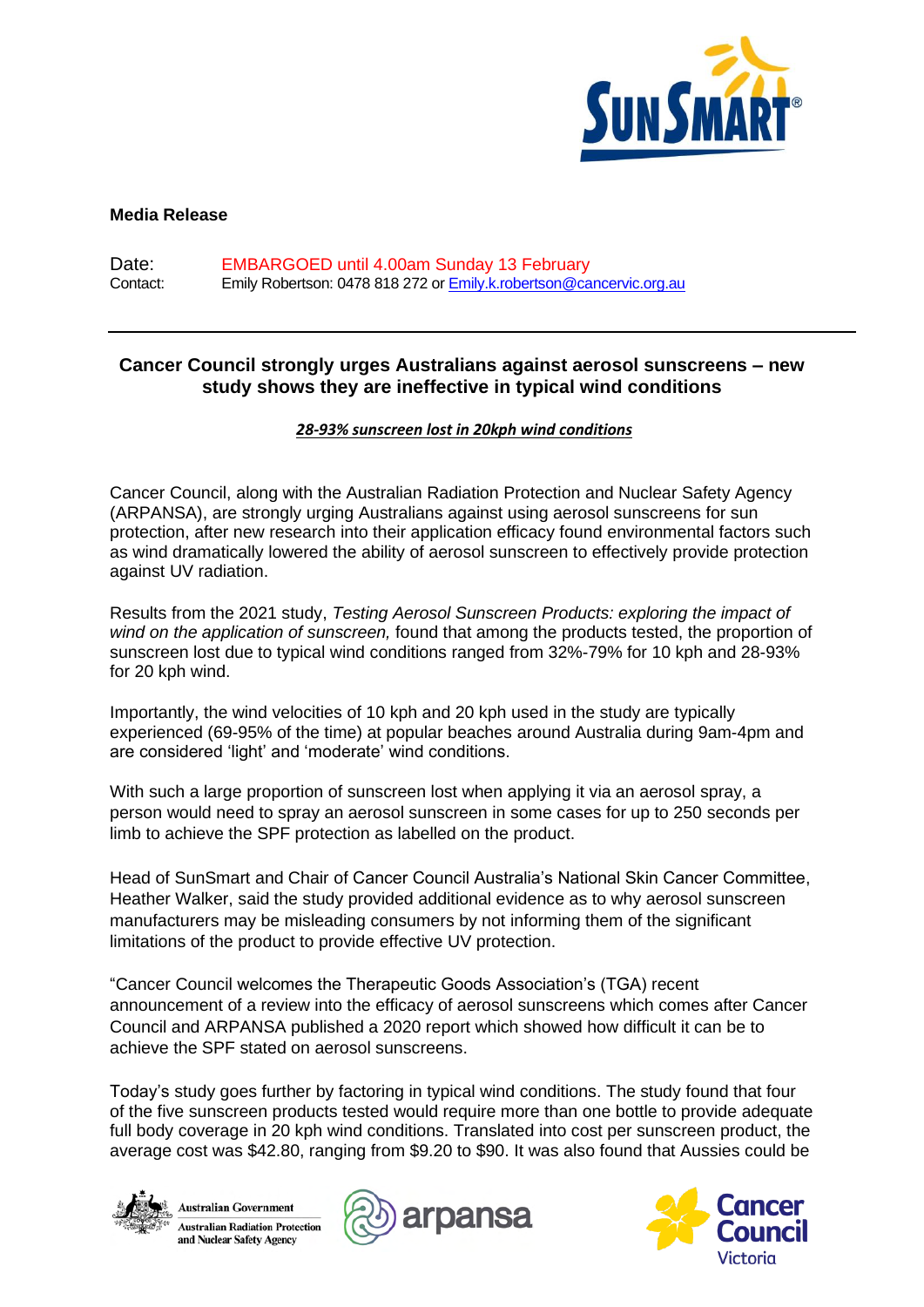**Media Release**

Date: EMBARGOED until 4.00am Sunday 13 February
Contact: Emily Robertson: 0478 818 272 or Emily.k.robertson@cancervic.org.au

---

## Cancer Council strongly urges Australians against aerosol sunscreens – new study shows they are ineffective in typical wind conditions

***28-93% sunscreen lost in 20kph wind conditions***

Cancer Council, along with the Australian Radiation Protection and Nuclear Safety Agency (ARPANSA), are strongly urging Australians against using aerosol sunscreens for sun protection, after new research into their application efficacy found environmental factors such as wind dramatically lowered the ability of aerosol sunscreen to effectively provide protection against UV radiation.

Results from the 2021 study, *Testing Aerosol Sunscreen Products: exploring the impact of wind on the application of sunscreen,* found that among the products tested, the proportion of sunscreen lost due to typical wind conditions ranged from 32%-79% for 10 kph and 28-93% for 20 kph wind.

Importantly, the wind velocities of 10 kph and 20 kph used in the study are typically experienced (69-95% of the time) at popular beaches around Australia during 9am-4pm and are considered 'light' and 'moderate' wind conditions.

With such a large proportion of sunscreen lost when applying it via an aerosol spray, a person would need to spray an aerosol sunscreen in some cases for up to 250 seconds per limb to achieve the SPF protection as labelled on the product.

Head of SunSmart and Chair of Cancer Council Australia's National Skin Cancer Committee, Heather Walker, said the study provided additional evidence as to why aerosol sunscreen manufacturers may be misleading consumers by not informing them of the significant limitations of the product to provide effective UV protection.

"Cancer Council welcomes the Therapeutic Goods Association's (TGA) recent announcement of a review into the efficacy of aerosol sunscreens which comes after Cancer Council and ARPANSA published a 2020 report which showed how difficult it can be to achieve the SPF stated on aerosol sunscreens.

Today's study goes further by factoring in typical wind conditions. The study found that four of the five sunscreen products tested would require more than one bottle to provide adequate full body coverage in 20 kph wind conditions. Translated into cost per sunscreen product, the average cost was $42.80, ranging from $9.20 to $90. It was also found that Aussies could be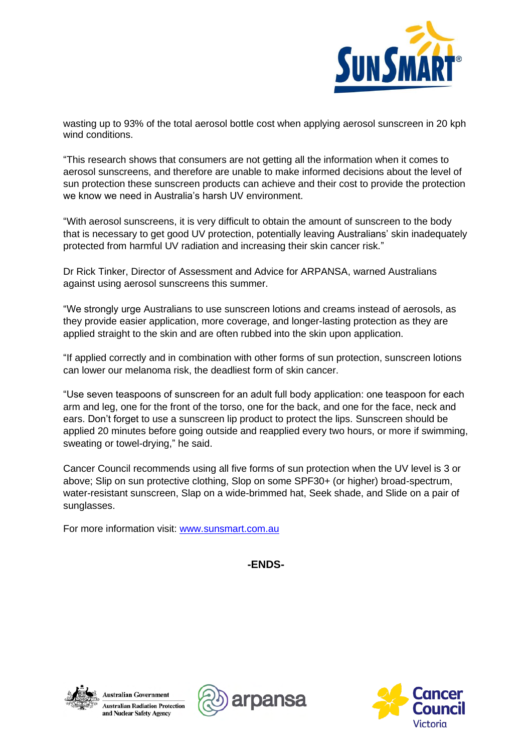wasting up to 93% of the total aerosol bottle cost when applying aerosol sunscreen in 20 kph wind conditions.

"This research shows that consumers are not getting all the information when it comes to aerosol sunscreens, and therefore are unable to make informed decisions about the level of sun protection these sunscreen products can achieve and their cost to provide the protection we know we need in Australia's harsh UV environment.

"With aerosol sunscreens, it is very difficult to obtain the amount of sunscreen to the body that is necessary to get good UV protection, potentially leaving Australians' skin inadequately protected from harmful UV radiation and increasing their skin cancer risk."

Dr Rick Tinker, Director of Assessment and Advice for ARPANSA, warned Australians against using aerosol sunscreens this summer.

"We strongly urge Australians to use sunscreen lotions and creams instead of aerosols, as they provide easier application, more coverage, and longer-lasting protection as they are applied straight to the skin and are often rubbed into the skin upon application.

"If applied correctly and in combination with other forms of sun protection, sunscreen lotions can lower our melanoma risk, the deadliest form of skin cancer.

"Use seven teaspoons of sunscreen for an adult full body application: one teaspoon for each arm and leg, one for the front of the torso, one for the back, and one for the face, neck and ears. Don't forget to use a sunscreen lip product to protect the lips. Sunscreen should be applied 20 minutes before going outside and reapplied every two hours, or more if swimming, sweating or towel-drying," he said.

Cancer Council recommends using all five forms of sun protection when the UV level is 3 or above; Slip on sun protective clothing, Slop on some SPF30+ (or higher) broad-spectrum, water-resistant sunscreen, Slap on a wide-brimmed hat, Seek shade, and Slide on a pair of sunglasses.

For more information visit: [www.sunsmart.com.au](http://www.sunsmart.com.au)

**-ENDS-**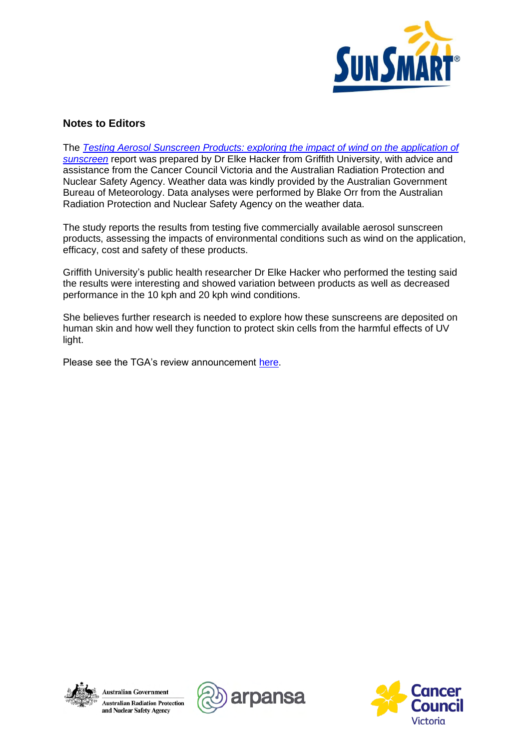## Notes to Editors

The *Testing Aerosol Sunscreen Products: exploring the impact of wind on the application of sunscreen* report was prepared by Dr Elke Hacker from Griffith University, with advice and assistance from the Cancer Council Victoria and the Australian Radiation Protection and Nuclear Safety Agency. Weather data was kindly provided by the Australian Government Bureau of Meteorology. Data analyses were performed by Blake Orr from the Australian Radiation Protection and Nuclear Safety Agency on the weather data.

The study reports the results from testing five commercially available aerosol sunscreen products, assessing the impacts of environmental conditions such as wind on the application, efficacy, cost and safety of these products.

Griffith University's public health researcher Dr Elke Hacker who performed the testing said the results were interesting and showed variation between products as well as decreased performance in the 10 kph and 20 kph wind conditions.

She believes further research is needed to explore how these sunscreens are deposited on human skin and how well they function to protect skin cells from the harmful effects of UV light.

Please see the TGA's review announcement here.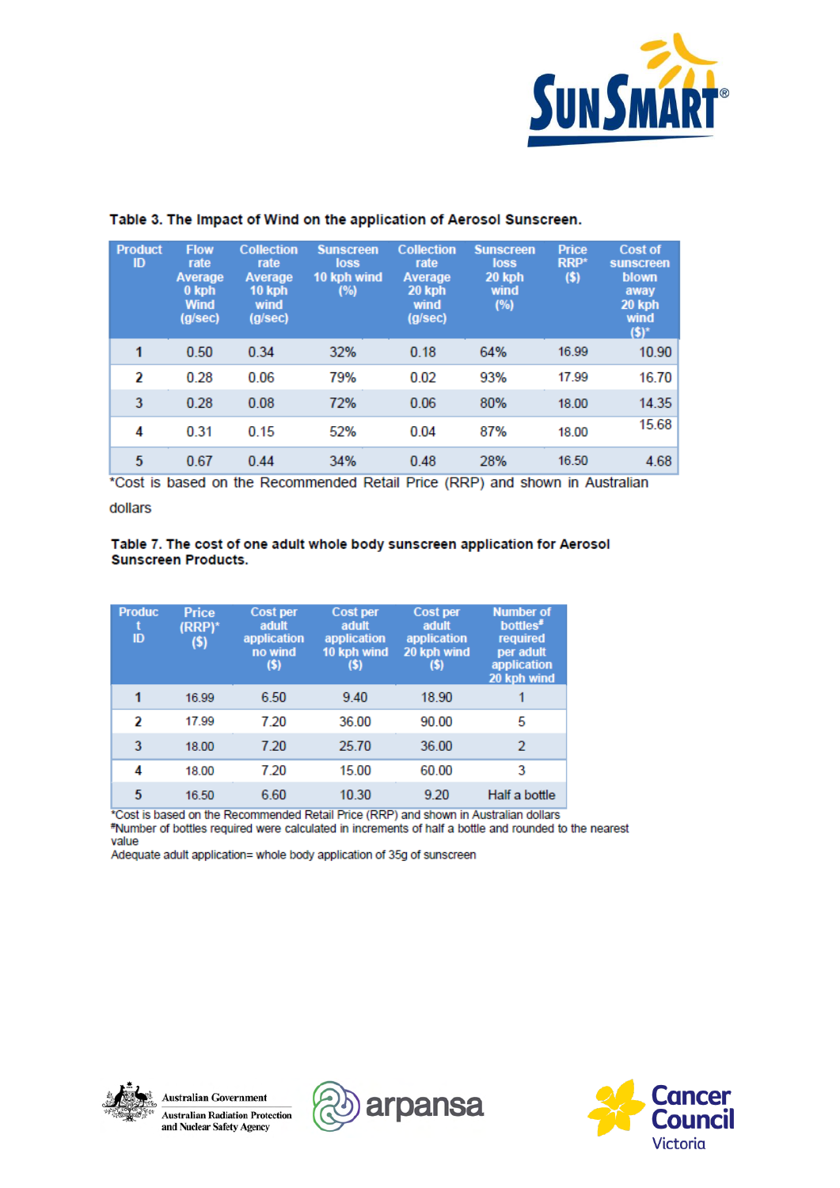**Table 3. The Impact of Wind on the application of Aerosol Sunscreen.**

| Product ID | Flow rate Average 0 kph Wind (g/sec) | Collection rate Average 10 kph wind (g/sec) | Sunscreen loss 10 kph wind (%) | Collection rate Average 20 kph wind (g/sec) | Sunscreen loss 20 kph wind (%) | Price RRP* ($) | Cost of sunscreen blown away 20 kph wind ($)* |
|---|---|---|---|---|---|---|---|
| 1 | 0.50 | 0.34 | 32% | 0.18 | 64% | 16.99 | 10.90 |
| 2 | 0.28 | 0.06 | 79% | 0.02 | 93% | 17.99 | 16.70 |
| 3 | 0.28 | 0.08 | 72% | 0.06 | 80% | 18.00 | 14.35 |
| 4 | 0.31 | 0.15 | 52% | 0.04 | 87% | 18.00 | 15.68 |
| 5 | 0.67 | 0.44 | 34% | 0.48 | 28% | 16.50 | 4.68 |

*Cost is based on the Recommended Retail Price (RRP) and shown in Australian dollars

**Table 7. The cost of one adult whole body sunscreen application for Aerosol Sunscreen Products.**

| Product ID | Price (RRP)* ($) | Cost per adult application no wind ($) | Cost per adult application 10 kph wind ($) | Cost per adult application 20 kph wind ($) | Number of bottles# required per adult application 20 kph wind |
|---|---|---|---|---|---|
| 1 | 16.99 | 6.50 | 9.40 | 18.90 | 1 |
| 2 | 17.99 | 7.20 | 36.00 | 90.00 | 5 |
| 3 | 18.00 | 7.20 | 25.70 | 36.00 | 2 |
| 4 | 18.00 | 7.20 | 15.00 | 60.00 | 3 |
| 5 | 16.50 | 6.60 | 10.30 | 9.20 | Half a bottle |

*Cost is based on the Recommended Retail Price (RRP) and shown in Australian dollars
#Number of bottles required were calculated in increments of half a bottle and rounded to the nearest value
Adequate adult application= whole body application of 35g of sunscreen